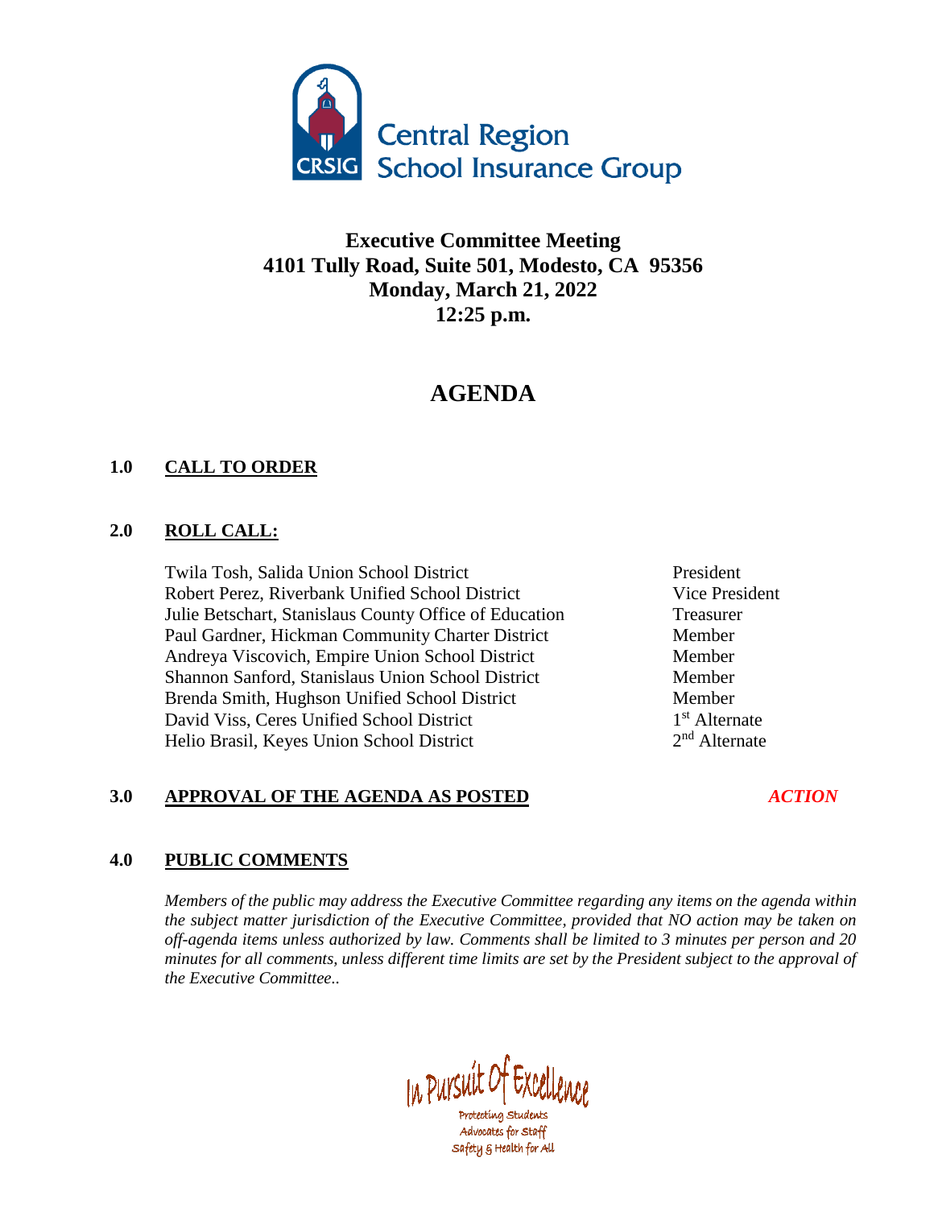Central Region School Insurance Group

CRSIG

# Executive Committee Meeting
## 4101 Tully Road, Suite 501, Modesto, CA 95356
## Monday, March 21, 2022
## 12:25 p.m.

# AGENDA

## 1.0 CALL TO ORDER

## 2.0 ROLL CALL:

| | |
|---|---|
| Twila Tosh, Salida Union School District | President |
| Robert Perez, Riverbank Unified School District | Vice President |
| Julie Betschart, Stanislaus County Office of Education | Treasurer |
| Paul Gardner, Hickman Community Charter District | Member |
| Andreya Viscovich, Empire Union School District | Member |
| Shannon Sanford, Stanislaus Union School District | Member |
| Brenda Smith, Hughson Unified School District | Member |
| David Viss, Ceres Unified School District | 1st Alternate |
| Helio Brasil, Keyes Union School District | 2nd Alternate |

## 3.0 APPROVAL OF THE AGENDA AS POSTED — *ACTION*

## 4.0 PUBLIC COMMENTS

*Members of the public may address the Executive Committee regarding any items on the agenda within the subject matter jurisdiction of the Executive Committee, provided that NO action may be taken on off-agenda items unless authorized by law. Comments shall be limited to 3 minutes per person and 20 minutes for all comments, unless different time limits are set by the President subject to the approval of the Executive Committee..*

In Pursuit Of Excellence

Protecting Students
Advocates for Staff
Safety & Health for All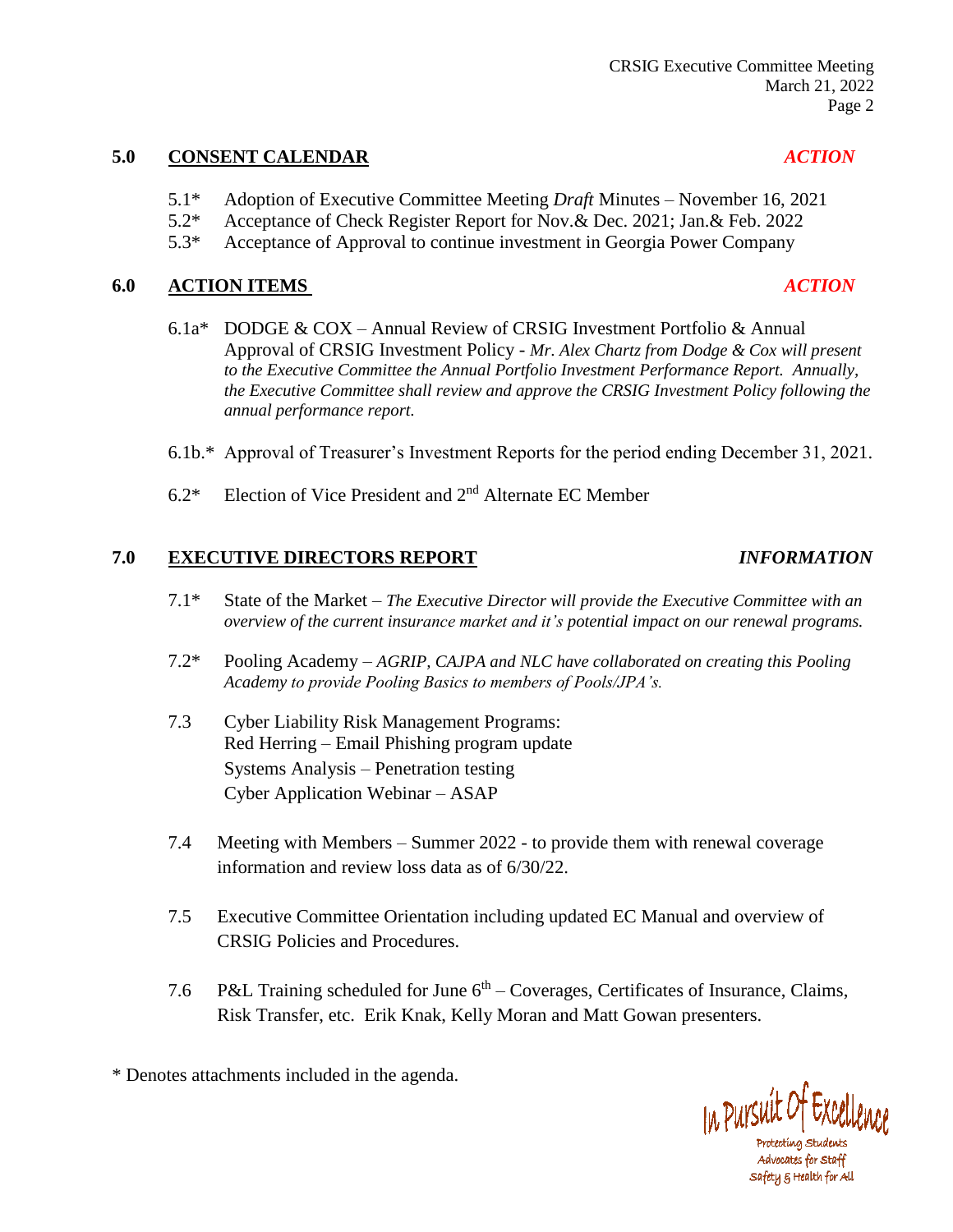## 5.0 CONSENT CALENDAR *ACTION*

- 5.1* Adoption of Executive Committee Meeting *Draft* Minutes – November 16, 2021
- 5.2* Acceptance of Check Register Report for Nov.& Dec. 2021; Jan.& Feb. 2022
- 5.3* Acceptance of Approval to continue investment in Georgia Power Company

## 6.0 ACTION ITEMS *ACTION*

- 6.1a* DODGE & COX – Annual Review of CRSIG Investment Portfolio & Annual Approval of CRSIG Investment Policy - *Mr. Alex Chartz from Dodge & Cox will present to the Executive Committee the Annual Portfolio Investment Performance Report. Annually, the Executive Committee shall review and approve the CRSIG Investment Policy following the annual performance report.*

- 6.1b.* Approval of Treasurer's Investment Reports for the period ending December 31, 2021.

- 6.2* Election of Vice President and 2nd Alternate EC Member

## 7.0 EXECUTIVE DIRECTORS REPORT *INFORMATION*

- 7.1* State of the Market – *The Executive Director will provide the Executive Committee with an overview of the current insurance market and it's potential impact on our renewal programs.*

- 7.2* Pooling Academy – *AGRIP, CAJPA and NLC have collaborated on creating this Pooling Academy to provide Pooling Basics to members of Pools/JPA's.*

- 7.3 Cyber Liability Risk Management Programs:
  Red Herring – Email Phishing program update
  Systems Analysis – Penetration testing
  Cyber Application Webinar – ASAP

- 7.4 Meeting with Members – Summer 2022 - to provide them with renewal coverage information and review loss data as of 6/30/22.

- 7.5 Executive Committee Orientation including updated EC Manual and overview of CRSIG Policies and Procedures.

- 7.6 P&L Training scheduled for June 6th – Coverages, Certificates of Insurance, Claims, Risk Transfer, etc. Erik Knak, Kelly Moran and Matt Gowan presenters.

* Denotes attachments included in the agenda.

In Pursuit Of Excellence
Protecting Students
Advocates for Staff
Safety & Health for All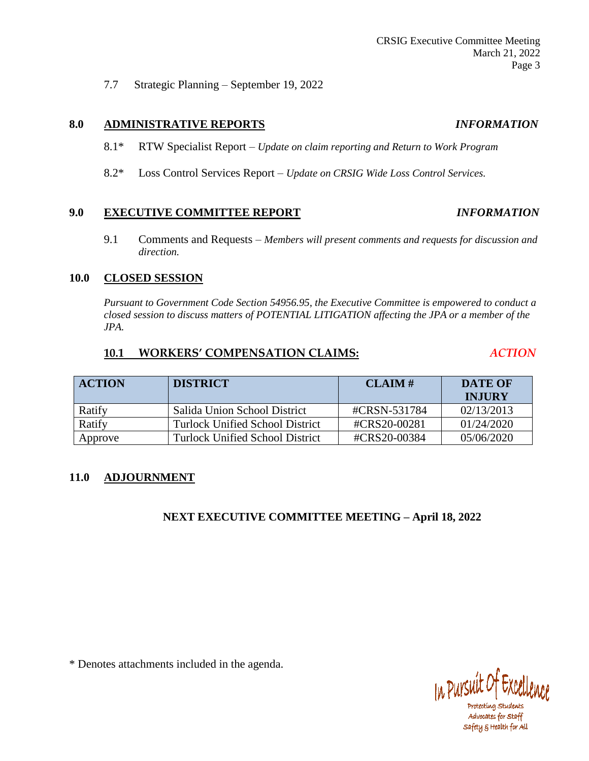7.7 Strategic Planning – September 19, 2022

## 8.0 ADMINISTRATIVE REPORTS *INFORMATION*

8.1* RTW Specialist Report – *Update on claim reporting and Return to Work Program*

8.2* Loss Control Services Report – *Update on CRSIG Wide Loss Control Services.*

## 9.0 EXECUTIVE COMMITTEE REPORT *INFORMATION*

9.1 Comments and Requests – *Members will present comments and requests for discussion and direction.*

## 10.0 CLOSED SESSION

*Pursuant to Government Code Section 54956.95, the Executive Committee is empowered to conduct a closed session to discuss matters of POTENTIAL LITIGATION affecting the JPA or a member of the JPA.*

### 10.1 WORKERS' COMPENSATION CLAIMS: *ACTION*

| ACTION | DISTRICT | CLAIM # | DATE OF INJURY |
|---|---|---|---|
| Ratify | Salida Union School District | #CRSN-531784 | 02/13/2013 |
| Ratify | Turlock Unified School District | #CRS20-00281 | 01/24/2020 |
| Approve | Turlock Unified School District | #CRS20-00384 | 05/06/2020 |

## 11.0 ADJOURNMENT

**NEXT EXECUTIVE COMMITTEE MEETING – April 18, 2022**

* Denotes attachments included in the agenda.

In Pursuit Of Excellence
Protecting Students
Advocates for Staff
Safety & Health for All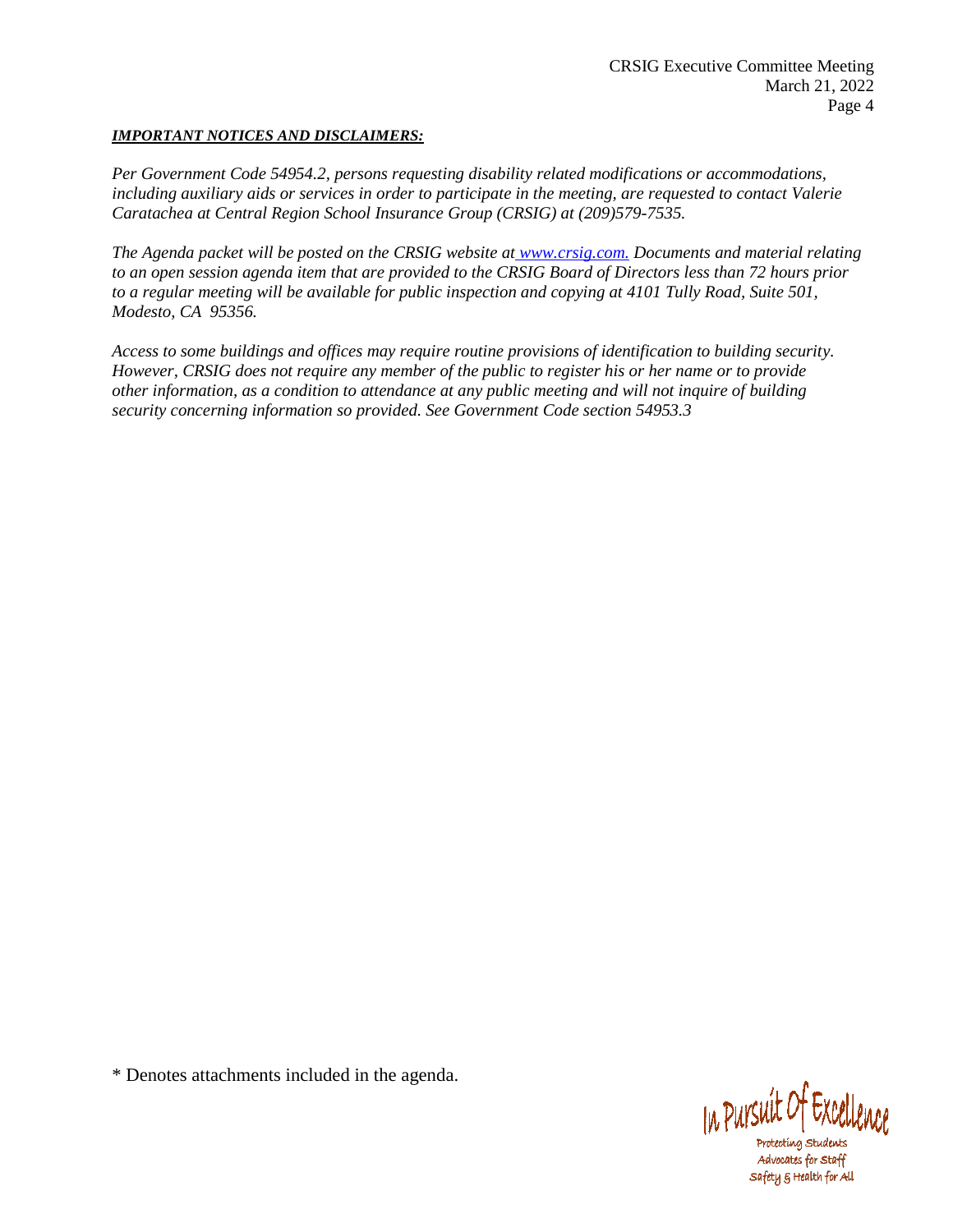***IMPORTANT NOTICES AND DISCLAIMERS:***

*Per Government Code 54954.2, persons requesting disability related modifications or accommodations, including auxiliary aids or services in order to participate in the meeting, are requested to contact Valerie Caratachea at Central Region School Insurance Group (CRSIG) at (209)579-7535.*

*The Agenda packet will be posted on the CRSIG website at www.crsig.com. Documents and material relating to an open session agenda item that are provided to the CRSIG Board of Directors less than 72 hours prior to a regular meeting will be available for public inspection and copying at 4101 Tully Road, Suite 501, Modesto, CA 95356.*

*Access to some buildings and offices may require routine provisions of identification to building security. However, CRSIG does not require any member of the public to register his or her name or to provide other information, as a condition to attendance at any public meeting and will not inquire of building security concerning information so provided. See Government Code section 54953.3*

* Denotes attachments included in the agenda.

In Pursuit Of Excellence

Protecting Students
Advocates for Staff
Safety & Health for All